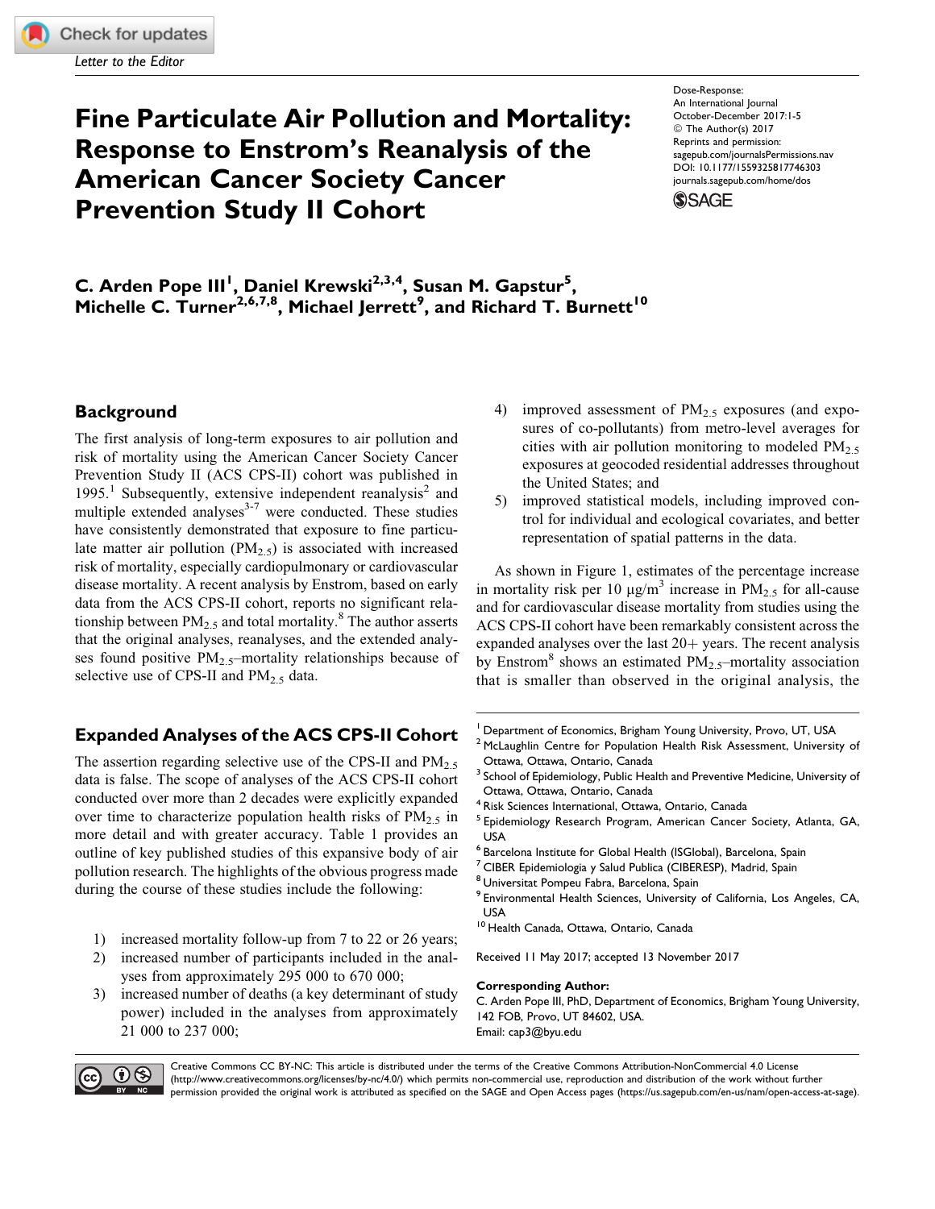Letter to the Editor

# Fine Particulate Air Pollution and Mortality: Response to Enstrom's Reanalysis of the American Cancer Society Cancer Prevention Study II Cohort

Dose-Response: An International Journal
October-December 2017:1-5
© The Author(s) 2017
Reprints and permission: sagepub.com/journalsPermissions.nav
DOI: 10.1177/1559325817746303
journals.sagepub.com/home/dos

**C. Arden Pope III[1], Daniel Krewski[2,3,4], Susan M. Gapstur[5], Michelle C. Turner[2,6,7,8], Michael Jerrett[9], and Richard T. Burnett[10]**

## Background

The first analysis of long-term exposures to air pollution and risk of mortality using the American Cancer Society Cancer Prevention Study II (ACS CPS-II) cohort was published in 1995.[1] Subsequently, extensive independent reanalysis[2] and multiple extended analyses[3-7] were conducted. These studies have consistently demonstrated that exposure to fine particulate matter air pollution ($PM_{2.5}$) is associated with increased risk of mortality, especially cardiopulmonary or cardiovascular disease mortality. A recent analysis by Enstrom, based on early data from the ACS CPS-II cohort, reports no significant relationship between $PM_{2.5}$ and total mortality.[8] The author asserts that the original analyses, reanalyses, and the extended analyses found positive $PM_{2.5}$–mortality relationships because of selective use of CPS-II and $PM_{2.5}$ data.

## Expanded Analyses of the ACS CPS-II Cohort

The assertion regarding selective use of the CPS-II and $PM_{2.5}$ data is false. The scope of analyses of the ACS CPS-II cohort conducted over more than 2 decades were explicitly expanded over time to characterize population health risks of $PM_{2.5}$ in more detail and with greater accuracy. Table 1 provides an outline of key published studies of this expansive body of air pollution research. The highlights of the obvious progress made during the course of these studies include the following:

1) increased mortality follow-up from 7 to 22 or 26 years;
2) increased number of participants included in the analyses from approximately 295 000 to 670 000;
3) increased number of deaths (a key determinant of study power) included in the analyses from approximately 21 000 to 237 000;
4) improved assessment of $PM_{2.5}$ exposures (and exposures of co-pollutants) from metro-level averages for cities with air pollution monitoring to modeled $PM_{2.5}$ exposures at geocoded residential addresses throughout the United States; and
5) improved statistical models, including improved control for individual and ecological covariates, and better representation of spatial patterns in the data.

As shown in Figure 1, estimates of the percentage increase in mortality risk per 10 μg/m$^3$ increase in $PM_{2.5}$ for all-cause and for cardiovascular disease mortality from studies using the ACS CPS-II cohort have been remarkably consistent across the expanded analyses over the last 20+ years. The recent analysis by Enstrom[8] shows an estimated $PM_{2.5}$–mortality association that is smaller than observed in the original analysis, the

---

[1] Department of Economics, Brigham Young University, Provo, UT, USA
[2] McLaughlin Centre for Population Health Risk Assessment, University of Ottawa, Ottawa, Ontario, Canada
[3] School of Epidemiology, Public Health and Preventive Medicine, University of Ottawa, Ottawa, Ontario, Canada
[4] Risk Sciences International, Ottawa, Ontario, Canada
[5] Epidemiology Research Program, American Cancer Society, Atlanta, GA, USA
[6] Barcelona Institute for Global Health (ISGlobal), Barcelona, Spain
[7] CIBER Epidemiologia y Salud Publica (CIBERESP), Madrid, Spain
[8] Universitat Pompeu Fabra, Barcelona, Spain
[9] Environmental Health Sciences, University of California, Los Angeles, CA, USA
[10] Health Canada, Ottawa, Ontario, Canada

Received 11 May 2017; accepted 13 November 2017

**Corresponding Author:**
C. Arden Pope III, PhD, Department of Economics, Brigham Young University, 142 FOB, Provo, UT 84602, USA.
Email: cap3@byu.edu

Creative Commons CC BY-NC: This article is distributed under the terms of the Creative Commons Attribution-NonCommercial 4.0 License (http://www.creativecommons.org/licenses/by-nc/4.0/) which permits non-commercial use, reproduction and distribution of the work without further permission provided the original work is attributed as specified on the SAGE and Open Access pages (https://us.sagepub.com/en-us/nam/open-access-at-sage).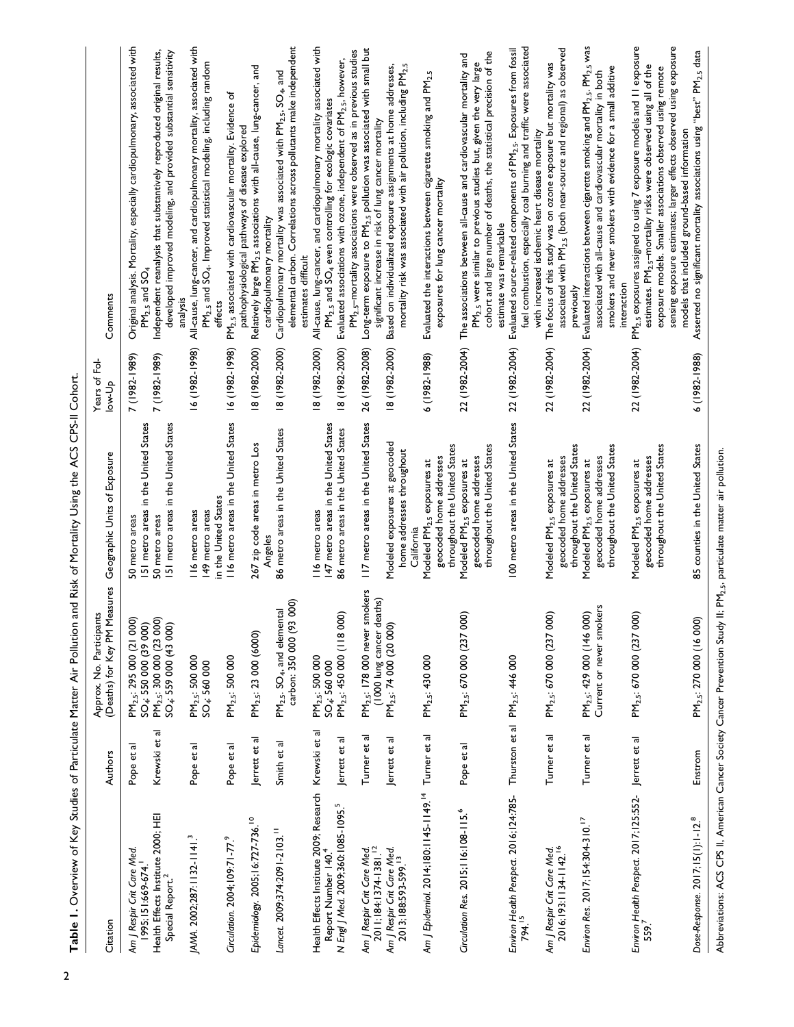**Table 1.** Overview of Key Studies of Particulate Matter Air Pollution and Risk of Mortality Using the ACS CPS-II Cohort.

| Citation | Authors | Approx. No. Participants (Deaths) for Key PM Measures | Geographic Units of Exposure | Years of Follow-Up | Comments |
|---|---|---|---|---|---|
| *Am J Respir Crit Care Med.* 1995;151:669-674.[1] | Pope et al | $PM_{2.5}$: 295 000 (21 000)<br>$SO_4$: 550 000 (39 000) | 50 metro areas<br>151 metro areas in the United States | 7 (1982-1989) | Original analysis. Mortality, especially cardiopulmonary, associated with $PM_{2.5}$ and $SO_4$ |
| Health Effects Institute 2000; HEI Special Report.[2] | Krewski et al | $PM_{2.5}$: 300 000 (23 000)<br>$SO_4$: 559 000 (43 000) | 50 metro areas<br>151 metro areas in the United States | 7 (1982-1989) | Independent reanalysis that substantively reproduced original results, developed improved modeling, and provided substantial sensitivity analysis |
| *JAMA.* 2002;287:1132-1141.[3] | Pope et al | $PM_{2.5}$: 500 000<br>$SO_4$: 560 000 | 116 metro areas<br>149 metro areas in the United States | 16 (1982-1998) | All-cause, lung-cancer, and cardiopulmonary mortality, associated with $PM_{2.5}$ and $SO_4$. Improved statistical modeling, including random effects |
| *Circulation.* 2004;109:71-77.[9] | Pope et al | $PM_{2.5}$: 500 000 | 116 metro areas in the United States | 16 (1982-1998) | $PM_{2.5}$ associated with cardiovascular mortality. Evidence of pathophysiological pathways of disease explored |
| *Epidemiology.* 2005;16:727-736.[10] | Jerrett et al | $PM_{2.5}$: 23 000 (6000) | 267 zip code areas in metro Los Angeles | 18 (1982-2000) | Relatively large $PM_{2.5}$ associations with all-cause, lung-cancer, and cardiopulmonary mortality |
| *Lancet.* 2009;374:2091-2103.[11] | Smith et al | $PM_{2.5}$, $SO_4$, and elemental carbon: 350 000 (93 000) | 86 metro areas in the United States | 18 (1982-2000) | Cardiopulmonary mortality was associated with $PM_{2.5}$, $SO_4$, and elemental carbon. Correlations across pollutants make independent estimates difficult |
| Health Effects Institute 2009; Research Report Number 140.[4] | Krewski et al | $PM_{2.5}$: 500 000<br>$SO_4$: 560 000 | 116 metro areas<br>147 metro areas in the United States | 18 (1982-2000) | All-cause, lung-cancer, and cardiopulmonary mortality associated with $PM_{2.5}$ and $SO_4$ even controlling for ecologic covariates |
| *N Engl J Med.* 2009;360:1085-1095.[5] | Jerrett et al | $PM_{2.5}$: 450 000 (118 000) | 86 metro areas in the United States | 18 (1982-2000) | Evaluated associations with ozone, independent of $PM_{2.5}$, however, $PM_{2.5}$–mortality associations were observed as in previous studies |
| *Am J Respir Crit Care Med.* 2011;184:1374-1381.[12] | Turner et al | $PM_{2.5}$: 178 000 never smokers (1000 lung cancer deaths) | 117 metro areas in the United States | 26 (1982-2008) | Long-term exposure to $PM_{2.5}$ pollution was associated with small but significant increase in risk of lung cancer mortality |
| *Am J Respir Crit Care Med.* 2013;188:593-599.[13] | Jerrett et al | $PM_{2.5}$: 74 000 (20 000) | Modeled exposures at geocoded home addresses throughout California | 18 (1982-2000) | Based on individualized exposure assignments at home addresses, mortality risk was associated with air pollution, including $PM_{2.5}$ |
| *Am J Epidemiol.* 2014;180:1145-1149.[14] | Turner et al | $PM_{2.5}$: 430 000 | Modeled $PM_{2.5}$ exposures at geocoded home addresses throughout the United States | 6 (1982-1988) | Evaluated the interactions between cigarette smoking and $PM_{2.5}$ exposures for lung cancer mortality |
| *Circulation Res.* 2015;116:108-115.[6] | Pope et al | $PM_{2.5}$: 670 000 (237 000) | Modeled $PM_{2.5}$ exposures at geocoded home addresses throughout the United States | 22 (1982-2004) | The associations between all-cause and cardiovascular mortality and $PM_{2.5}$ were similar to previous studies but, given the very large cohort and large number of deaths, the statistical precision of the estimate was remarkable |
| *Environ Health Perspect.* 2016;124:785-794.[15] | Thurston et al | $PM_{2.5}$: 446 000 | 100 metro areas in the United States | 22 (1982-2004) | Evaluated source-related components of $PM_{2.5}$. Exposures from fossil fuel combustion, especially coal burning and traffic were associated with increased ischemic heart disease mortality |
| *Am J Respir Crit Care Med.* 2016;193:1134-1142.[16] | Turner et al | $PM_{2.5}$: 670 000 (237 000) | Modeled $PM_{2.5}$ exposures at geocoded home addresses throughout the United States | 22 (1982-2004) | The focus of this study was on ozone exposure but mortality was associated with $PM_{2.5}$ (both near-source and regional) as observed previously |
| *Environ Res.* 2017;154:304-310.[17] | Turner et al | $PM_{2.5}$: 429 000 (146 000)<br>Current or never smokers | Modeled $PM_{2.5}$ exposures at geocoded home addresses throughout the United States | 22 (1982-2004) | Evaluated interactions between cigarette smoking and $PM_{2.5}$. $PM_{2.5}$ was associated with all-cause and cardiovascular mortality in both smokers and never smokers with evidence for a small additive interaction |
| *Environ Health Perspect.* 2017;125:552-559.[7] | Jerrett et al | $PM_{2.5}$: 670 000 (237 000) | Modeled $PM_{2.5}$ exposures at geocoded home addresses throughout the United States | 22 (1982-2004) | $PM_{2.5}$ exposures assigned to using 7 exposure models and 11 exposure estimates. $PM_{2.5}$–mortality risks were observed using all of the exposure models. Smaller associations observed using remote sensing exposure estimates; larger effects observed using exposure models that included ground-based information |
| *Dose-Response.* 2017;15(1):1-12.[8] | Enstrom | $PM_{2.5}$: 270 000 (16 000) | 85 counties in the United States | 6 (1982-1988) | Asserted no significant mortality associations using "best" $PM_{2.5}$ data |

Abbreviations: ACS CPS II, American Cancer Society Cancer Prevention Study II; $PM_{2.5}$, particulate matter air pollution.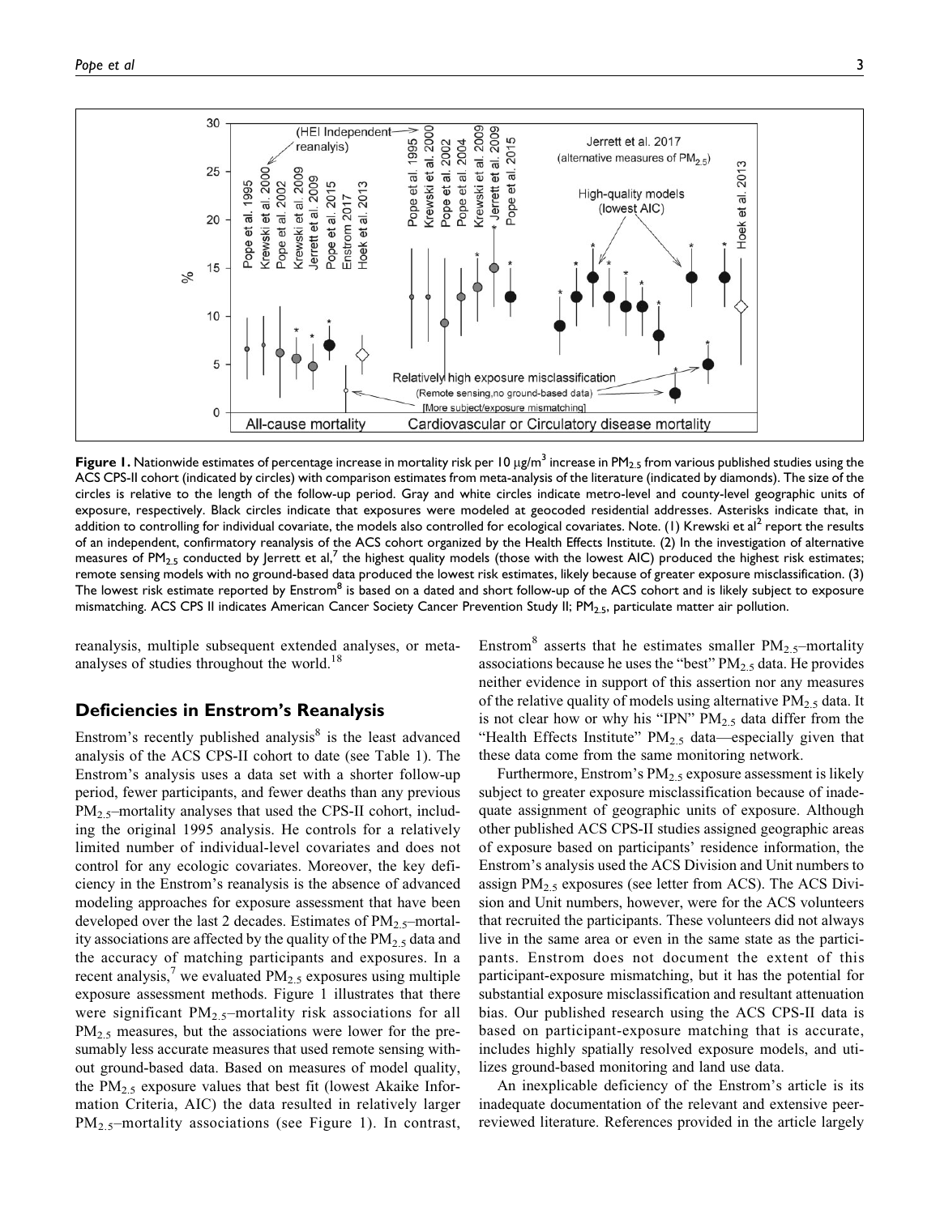Figure 1. Nationwide estimates of percentage increase in mortality risk per 10 μg/m$^3$ increase in $PM_{2.5}$ from various published studies using the ACS CPS-II cohort (indicated by circles) with comparison estimates from meta-analysis of the literature (indicated by diamonds). The size of the circles is relative to the length of the follow-up period. Gray and white circles indicate metro-level and county-level geographic units of exposure, respectively. Black circles indicate that exposures were modeled at geocoded residential addresses. Asterisks indicate that, in addition to controlling for individual covariate, the models also controlled for ecological covariates. Note. (1) Krewski et al[2] report the results of an independent, confirmatory reanalysis of the ACS cohort organized by the Health Effects Institute. (2) In the investigation of alternative measures of $PM_{2.5}$ conducted by Jerrett et al,[7] the highest quality models (those with the lowest AIC) produced the highest risk estimates; remote sensing models with no ground-based data produced the lowest risk estimates, likely because of greater exposure misclassification. (3) The lowest risk estimate reported by Enstrom[8] is based on a dated and short follow-up of the ACS cohort and is likely subject to exposure mismatching. ACS CPS II indicates American Cancer Society Cancer Prevention Study II; $PM_{2.5}$, particulate matter air pollution.

reanalysis, multiple subsequent extended analyses, or meta-analyses of studies throughout the world.[18]

## Deficiencies in Enstrom's Reanalysis

Enstrom's recently published analysis[8] is the least advanced analysis of the ACS CPS-II cohort to date (see Table 1). The Enstrom's analysis uses a data set with a shorter follow-up period, fewer participants, and fewer deaths than any previous $PM_{2.5}$–mortality analyses that used the CPS-II cohort, including the original 1995 analysis. He controls for a relatively limited number of individual-level covariates and does not control for any ecologic covariates. Moreover, the key deficiency in the Enstrom's reanalysis is the absence of advanced modeling approaches for exposure assessment that have been developed over the last 2 decades. Estimates of $PM_{2.5}$–mortality associations are affected by the quality of the $PM_{2.5}$ data and the accuracy of matching participants and exposures. In a recent analysis,[7] we evaluated $PM_{2.5}$ exposures using multiple exposure assessment methods. Figure 1 illustrates that there were significant $PM_{2.5}$–mortality risk associations for all $PM_{2.5}$ measures, but the associations were lower for the presumably less accurate measures that used remote sensing without ground-based data. Based on measures of model quality, the $PM_{2.5}$ exposure values that best fit (lowest Akaike Information Criteria, AIC) the data resulted in relatively larger $PM_{2.5}$–mortality associations (see Figure 1). In contrast, Enstrom[8] asserts that he estimates smaller $PM_{2.5}$–mortality associations because he uses the "best" $PM_{2.5}$ data. He provides neither evidence in support of this assertion nor any measures of the relative quality of models using alternative $PM_{2.5}$ data. It is not clear how or why his "IPN" $PM_{2.5}$ data differ from the "Health Effects Institute" $PM_{2.5}$ data—especially given that these data come from the same monitoring network.

Furthermore, Enstrom's $PM_{2.5}$ exposure assessment is likely subject to greater exposure misclassification because of inadequate assignment of geographic units of exposure. Although other published ACS CPS-II studies assigned geographic areas of exposure based on participants' residence information, the Enstrom's analysis used the ACS Division and Unit numbers to assign $PM_{2.5}$ exposures (see letter from ACS). The ACS Division and Unit numbers, however, were for the ACS volunteers that recruited the participants. These volunteers did not always live in the same area or even in the same state as the participants. Enstrom does not document the extent of this participant-exposure mismatching, but it has the potential for substantial exposure misclassification and resultant attenuation bias. Our published research using the ACS CPS-II data is based on participant-exposure matching that is accurate, includes highly spatially resolved exposure models, and utilizes ground-based monitoring and land use data.

An inexplicable deficiency of the Enstrom's article is its inadequate documentation of the relevant and extensive peer-reviewed literature. References provided in the article largely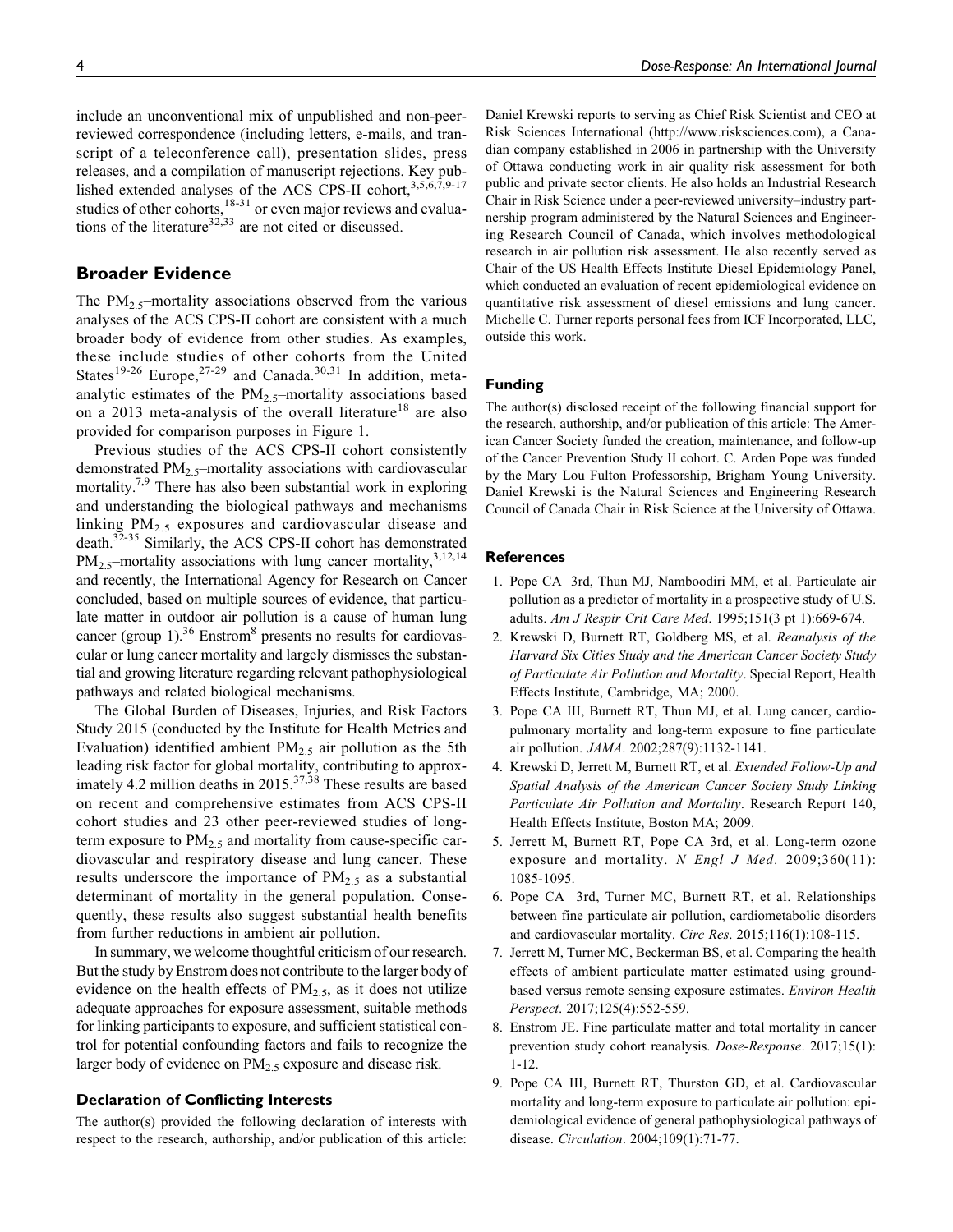include an unconventional mix of unpublished and non-peer-reviewed correspondence (including letters, e-mails, and transcript of a teleconference call), presentation slides, press releases, and a compilation of manuscript rejections. Key published extended analyses of the ACS CPS-II cohort,[3,5,6,7,9-17] studies of other cohorts,[18-31] or even major reviews and evaluations of the literature[32,33] are not cited or discussed.

## Broader Evidence

The $PM_{2.5}$–mortality associations observed from the various analyses of the ACS CPS-II cohort are consistent with a much broader body of evidence from other studies. As examples, these include studies of other cohorts from the United States[19-26] Europe,[27-29] and Canada.[30,31] In addition, meta-analytic estimates of the $PM_{2.5}$–mortality associations based on a 2013 meta-analysis of the overall literature[18] are also provided for comparison purposes in Figure 1.

Previous studies of the ACS CPS-II cohort consistently demonstrated $PM_{2.5}$–mortality associations with cardiovascular mortality.[7,9] There has also been substantial work in exploring and understanding the biological pathways and mechanisms linking $PM_{2.5}$ exposures and cardiovascular disease and death.[32-35] Similarly, the ACS CPS-II cohort has demonstrated $PM_{2.5}$–mortality associations with lung cancer mortality,[3,12,14] and recently, the International Agency for Research on Cancer concluded, based on multiple sources of evidence, that particulate matter in outdoor air pollution is a cause of human lung cancer (group 1).[36] Enstrom[8] presents no results for cardiovascular or lung cancer mortality and largely dismisses the substantial and growing literature regarding relevant pathophysiological pathways and related biological mechanisms.

The Global Burden of Diseases, Injuries, and Risk Factors Study 2015 (conducted by the Institute for Health Metrics and Evaluation) identified ambient $PM_{2.5}$ air pollution as the 5th leading risk factor for global mortality, contributing to approximately 4.2 million deaths in 2015.[37,38] These results are based on recent and comprehensive estimates from ACS CPS-II cohort studies and 23 other peer-reviewed studies of long-term exposure to $PM_{2.5}$ and mortality from cause-specific cardiovascular and respiratory disease and lung cancer. These results underscore the importance of $PM_{2.5}$ as a substantial determinant of mortality in the general population. Consequently, these results also suggest substantial health benefits from further reductions in ambient air pollution.

In summary, we welcome thoughtful criticism of our research. But the study by Enstrom does not contribute to the larger body of evidence on the health effects of $PM_{2.5}$, as it does not utilize adequate approaches for exposure assessment, suitable methods for linking participants to exposure, and sufficient statistical control for potential confounding factors and fails to recognize the larger body of evidence on $PM_{2.5}$ exposure and disease risk.

### Declaration of Conflicting Interests

The author(s) provided the following declaration of interests with respect to the research, authorship, and/or publication of this article: Daniel Krewski reports to serving as Chief Risk Scientist and CEO at Risk Sciences International (http://www.risksciences.com), a Canadian company established in 2006 in partnership with the University of Ottawa conducting work in air quality risk assessment for both public and private sector clients. He also holds an Industrial Research Chair in Risk Science under a peer-reviewed university–industry partnership program administered by the Natural Sciences and Engineering Research Council of Canada, which involves methodological research in air pollution risk assessment. He also recently served as Chair of the US Health Effects Institute Diesel Epidemiology Panel, which conducted an evaluation of recent epidemiological evidence on quantitative risk assessment of diesel emissions and lung cancer. Michelle C. Turner reports personal fees from ICF Incorporated, LLC, outside this work.

### Funding

The author(s) disclosed receipt of the following financial support for the research, authorship, and/or publication of this article: The American Cancer Society funded the creation, maintenance, and follow-up of the Cancer Prevention Study II cohort. C. Arden Pope was funded by the Mary Lou Fulton Professorship, Brigham Young University. Daniel Krewski is the Natural Sciences and Engineering Research Council of Canada Chair in Risk Science at the University of Ottawa.

### References

1. Pope CA 3rd, Thun MJ, Namboodiri MM, et al. Particulate air pollution as a predictor of mortality in a prospective study of U.S. adults. *Am J Respir Crit Care Med*. 1995;151(3 pt 1):669-674.
2. Krewski D, Burnett RT, Goldberg MS, et al. *Reanalysis of the Harvard Six Cities Study and the American Cancer Society Study of Particulate Air Pollution and Mortality*. Special Report, Health Effects Institute, Cambridge, MA; 2000.
3. Pope CA III, Burnett RT, Thun MJ, et al. Lung cancer, cardiopulmonary mortality and long-term exposure to fine particulate air pollution. *JAMA*. 2002;287(9):1132-1141.
4. Krewski D, Jerrett M, Burnett RT, et al. *Extended Follow-Up and Spatial Analysis of the American Cancer Society Study Linking Particulate Air Pollution and Mortality*. Research Report 140, Health Effects Institute, Boston MA; 2009.
5. Jerrett M, Burnett RT, Pope CA 3rd, et al. Long-term ozone exposure and mortality. *N Engl J Med*. 2009;360(11): 1085-1095.
6. Pope CA 3rd, Turner MC, Burnett RT, et al. Relationships between fine particulate air pollution, cardiometabolic disorders and cardiovascular mortality. *Circ Res*. 2015;116(1):108-115.
7. Jerrett M, Turner MC, Beckerman BS, et al. Comparing the health effects of ambient particulate matter estimated using ground-based versus remote sensing exposure estimates. *Environ Health Perspect*. 2017;125(4):552-559.
8. Enstrom JE. Fine particulate matter and total mortality in cancer prevention study cohort reanalysis. *Dose-Response*. 2017;15(1): 1-12.
9. Pope CA III, Burnett RT, Thurston GD, et al. Cardiovascular mortality and long-term exposure to particulate air pollution: epidemiological evidence of general pathophysiological pathways of disease. *Circulation*. 2004;109(1):71-77.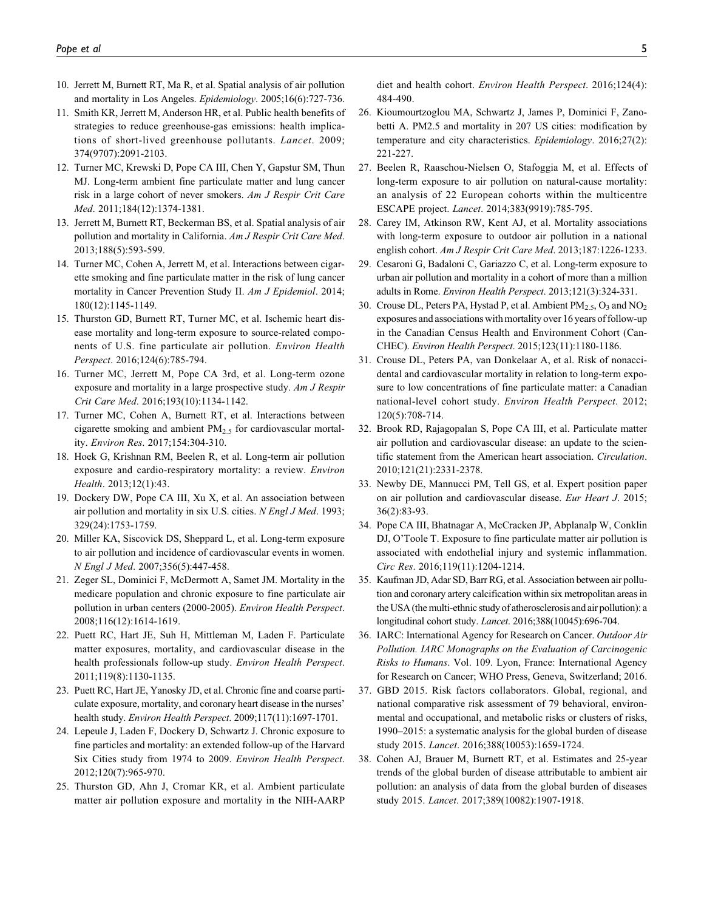10. Jerrett M, Burnett RT, Ma R, et al. Spatial analysis of air pollution and mortality in Los Angeles. *Epidemiology*. 2005;16(6):727-736.
11. Smith KR, Jerrett M, Anderson HR, et al. Public health benefits of strategies to reduce greenhouse-gas emissions: health implications of short-lived greenhouse pollutants. *Lancet*. 2009; 374(9707):2091-2103.
12. Turner MC, Krewski D, Pope CA III, Chen Y, Gapstur SM, Thun MJ. Long-term ambient fine particulate matter and lung cancer risk in a large cohort of never smokers. *Am J Respir Crit Care Med*. 2011;184(12):1374-1381.
13. Jerrett M, Burnett RT, Beckerman BS, et al. Spatial analysis of air pollution and mortality in California. *Am J Respir Crit Care Med*. 2013;188(5):593-599.
14. Turner MC, Cohen A, Jerrett M, et al. Interactions between cigarette smoking and fine particulate matter in the risk of lung cancer mortality in Cancer Prevention Study II. *Am J Epidemiol*. 2014; 180(12):1145-1149.
15. Thurston GD, Burnett RT, Turner MC, et al. Ischemic heart disease mortality and long-term exposure to source-related components of U.S. fine particulate air pollution. *Environ Health Perspect*. 2016;124(6):785-794.
16. Turner MC, Jerrett M, Pope CA 3rd, et al. Long-term ozone exposure and mortality in a large prospective study. *Am J Respir Crit Care Med*. 2016;193(10):1134-1142.
17. Turner MC, Cohen A, Burnett RT, et al. Interactions between cigarette smoking and ambient $PM_{2.5}$ for cardiovascular mortality. *Environ Res*. 2017;154:304-310.
18. Hoek G, Krishnan RM, Beelen R, et al. Long-term air pollution exposure and cardio-respiratory mortality: a review. *Environ Health*. 2013;12(1):43.
19. Dockery DW, Pope CA III, Xu X, et al. An association between air pollution and mortality in six U.S. cities. *N Engl J Med*. 1993; 329(24):1753-1759.
20. Miller KA, Siscovick DS, Sheppard L, et al. Long-term exposure to air pollution and incidence of cardiovascular events in women. *N Engl J Med*. 2007;356(5):447-458.
21. Zeger SL, Dominici F, McDermott A, Samet JM. Mortality in the medicare population and chronic exposure to fine particulate air pollution in urban centers (2000-2005). *Environ Health Perspect*. 2008;116(12):1614-1619.
22. Puett RC, Hart JE, Suh H, Mittleman M, Laden F. Particulate matter exposures, mortality, and cardiovascular disease in the health professionals follow-up study. *Environ Health Perspect*. 2011;119(8):1130-1135.
23. Puett RC, Hart JE, Yanosky JD, et al. Chronic fine and coarse particulate exposure, mortality, and coronary heart disease in the nurses' health study. *Environ Health Perspect*. 2009;117(11):1697-1701.
24. Lepeule J, Laden F, Dockery D, Schwartz J. Chronic exposure to fine particles and mortality: an extended follow-up of the Harvard Six Cities study from 1974 to 2009. *Environ Health Perspect*. 2012;120(7):965-970.
25. Thurston GD, Ahn J, Cromar KR, et al. Ambient particulate matter air pollution exposure and mortality in the NIH-AARP diet and health cohort. *Environ Health Perspect*. 2016;124(4): 484-490.
26. Kioumourtzoglou MA, Schwartz J, James P, Dominici F, Zanobetti A. PM2.5 and mortality in 207 US cities: modification by temperature and city characteristics. *Epidemiology*. 2016;27(2): 221-227.
27. Beelen R, Raaschou-Nielsen O, Stafoggia M, et al. Effects of long-term exposure to air pollution on natural-cause mortality: an analysis of 22 European cohorts within the multicentre ESCAPE project. *Lancet*. 2014;383(9919):785-795.
28. Carey IM, Atkinson RW, Kent AJ, et al. Mortality associations with long-term exposure to outdoor air pollution in a national english cohort. *Am J Respir Crit Care Med*. 2013;187:1226-1233.
29. Cesaroni G, Badaloni C, Gariazzo C, et al. Long-term exposure to urban air pollution and mortality in a cohort of more than a million adults in Rome. *Environ Health Perspect*. 2013;121(3):324-331.
30. Crouse DL, Peters PA, Hystad P, et al. Ambient $PM_{2.5}$, $O_3$ and $NO_2$ exposures and associations with mortality over 16 years of follow-up in the Canadian Census Health and Environment Cohort (CanCHEC). *Environ Health Perspect*. 2015;123(11):1180-1186.
31. Crouse DL, Peters PA, van Donkelaar A, et al. Risk of nonaccidental and cardiovascular mortality in relation to long-term exposure to low concentrations of fine particulate matter: a Canadian national-level cohort study. *Environ Health Perspect*. 2012; 120(5):708-714.
32. Brook RD, Rajagopalan S, Pope CA III, et al. Particulate matter air pollution and cardiovascular disease: an update to the scientific statement from the American heart association. *Circulation*. 2010;121(21):2331-2378.
33. Newby DE, Mannucci PM, Tell GS, et al. Expert position paper on air pollution and cardiovascular disease. *Eur Heart J*. 2015; 36(2):83-93.
34. Pope CA III, Bhatnagar A, McCracken JP, Abplanalp W, Conklin DJ, O'Toole T. Exposure to fine particulate matter air pollution is associated with endothelial injury and systemic inflammation. *Circ Res*. 2016;119(11):1204-1214.
35. Kaufman JD, Adar SD, Barr RG, et al. Association between air pollution and coronary artery calcification within six metropolitan areas in the USA (the multi-ethnic study of atherosclerosis and air pollution): a longitudinal cohort study. *Lancet*. 2016;388(10045):696-704.
36. IARC: International Agency for Research on Cancer. *Outdoor Air Pollution. IARC Monographs on the Evaluation of Carcinogenic Risks to Humans*. Vol. 109. Lyon, France: International Agency for Research on Cancer; WHO Press, Geneva, Switzerland; 2016.
37. GBD 2015. Risk factors collaborators. Global, regional, and national comparative risk assessment of 79 behavioral, environmental and occupational, and metabolic risks or clusters of risks, 1990–2015: a systematic analysis for the global burden of disease study 2015. *Lancet*. 2016;388(10053):1659-1724.
38. Cohen AJ, Brauer M, Burnett RT, et al. Estimates and 25-year trends of the global burden of disease attributable to ambient air pollution: an analysis of data from the global burden of diseases study 2015. *Lancet*. 2017;389(10082):1907-1918.